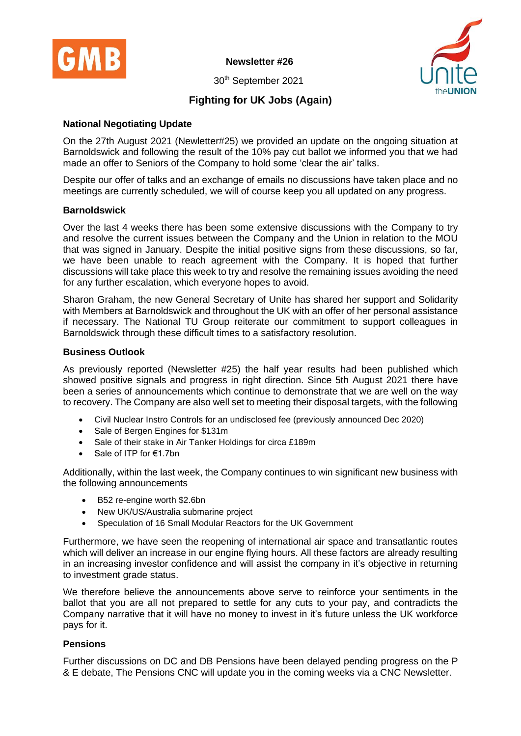**Newsletter #26**

30th September 2021

# Fighting for UK Jobs (Again)

### National Negotiating Update

On the 27th August 2021 (Newletter#25) we provided an update on the ongoing situation at Barnoldswick and following the result of the 10% pay cut ballot we informed you that we had made an offer to Seniors of the Company to hold some 'clear the air' talks.

Despite our offer of talks and an exchange of emails no discussions have taken place and no meetings are currently scheduled, we will of course keep you all updated on any progress.

### Barnoldswick

Over the last 4 weeks there has been some extensive discussions with the Company to try and resolve the current issues between the Company and the Union in relation to the MOU that was signed in January. Despite the initial positive signs from these discussions, so far, we have been unable to reach agreement with the Company. It is hoped that further discussions will take place this week to try and resolve the remaining issues avoiding the need for any further escalation, which everyone hopes to avoid.

Sharon Graham, the new General Secretary of Unite has shared her support and Solidarity with Members at Barnoldswick and throughout the UK with an offer of her personal assistance if necessary. The National TU Group reiterate our commitment to support colleagues in Barnoldswick through these difficult times to a satisfactory resolution.

### Business Outlook

As previously reported (Newsletter #25) the half year results had been published which showed positive signals and progress in right direction. Since 5th August 2021 there have been a series of announcements which continue to demonstrate that we are well on the way to recovery. The Company are also well set to meeting their disposal targets, with the following

- Civil Nuclear Instro Controls for an undisclosed fee (previously announced Dec 2020)
- Sale of Bergen Engines for $131m
- Sale of their stake in Air Tanker Holdings for circa £189m
- Sale of ITP for €1.7bn

Additionally, within the last week, the Company continues to win significant new business with the following announcements

- B52 re-engine worth $2.6bn
- New UK/US/Australia submarine project
- Speculation of 16 Small Modular Reactors for the UK Government

Furthermore, we have seen the reopening of international air space and transatlantic routes which will deliver an increase in our engine flying hours. All these factors are already resulting in an increasing investor confidence and will assist the company in it's objective in returning to investment grade status.

We therefore believe the announcements above serve to reinforce your sentiments in the ballot that you are all not prepared to settle for any cuts to your pay, and contradicts the Company narrative that it will have no money to invest in it's future unless the UK workforce pays for it.

### Pensions

Further discussions on DC and DB Pensions have been delayed pending progress on the P & E debate, The Pensions CNC will update you in the coming weeks via a CNC Newsletter.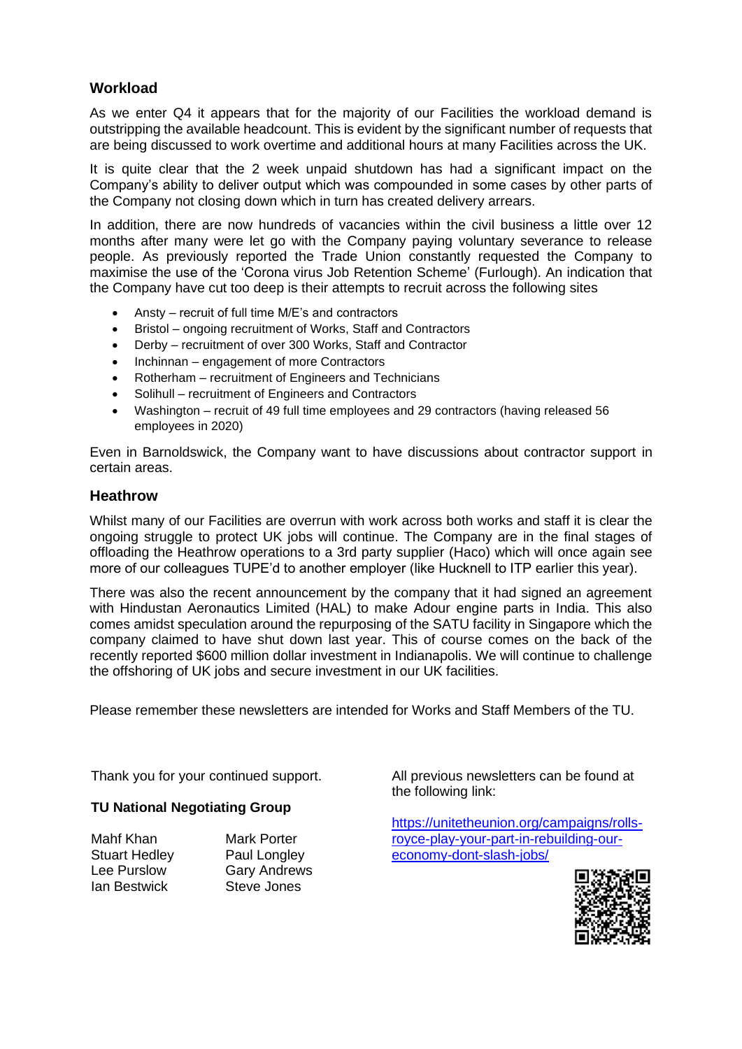## Workload

As we enter Q4 it appears that for the majority of our Facilities the workload demand is outstripping the available headcount. This is evident by the significant number of requests that are being discussed to work overtime and additional hours at many Facilities across the UK.

It is quite clear that the 2 week unpaid shutdown has had a significant impact on the Company's ability to deliver output which was compounded in some cases by other parts of the Company not closing down which in turn has created delivery arrears.

In addition, there are now hundreds of vacancies within the civil business a little over 12 months after many were let go with the Company paying voluntary severance to release people. As previously reported the Trade Union constantly requested the Company to maximise the use of the 'Corona virus Job Retention Scheme' (Furlough). An indication that the Company have cut too deep is their attempts to recruit across the following sites

- Ansty – recruit of full time M/E's and contractors
- Bristol – ongoing recruitment of Works, Staff and Contractors
- Derby – recruitment of over 300 Works, Staff and Contractor
- Inchinnan – engagement of more Contractors
- Rotherham – recruitment of Engineers and Technicians
- Solihull – recruitment of Engineers and Contractors
- Washington – recruit of 49 full time employees and 29 contractors (having released 56 employees in 2020)

Even in Barnoldswick, the Company want to have discussions about contractor support in certain areas.

## Heathrow

Whilst many of our Facilities are overrun with work across both works and staff it is clear the ongoing struggle to protect UK jobs will continue. The Company are in the final stages of offloading the Heathrow operations to a 3rd party supplier (Haco) which will once again see more of our colleagues TUPE'd to another employer (like Hucknell to ITP earlier this year).

There was also the recent announcement by the company that it had signed an agreement with Hindustan Aeronautics Limited (HAL) to make Adour engine parts in India. This also comes amidst speculation around the repurposing of the SATU facility in Singapore which the company claimed to have shut down last year. This of course comes on the back of the recently reported $600 million dollar investment in Indianapolis. We will continue to challenge the offshoring of UK jobs and secure investment in our UK facilities.

Please remember these newsletters are intended for Works and Staff Members of the TU.

Thank you for your continued support.

**TU National Negotiating Group**

Mahf Khan
Stuart Hedley
Lee Purslow
Ian Bestwick
Mark Porter
Paul Longley
Gary Andrews
Steve Jones

All previous newsletters can be found at the following link:

https://unitetheunion.org/campaigns/rolls-royce-play-your-part-in-rebuilding-our-economy-dont-slash-jobs/